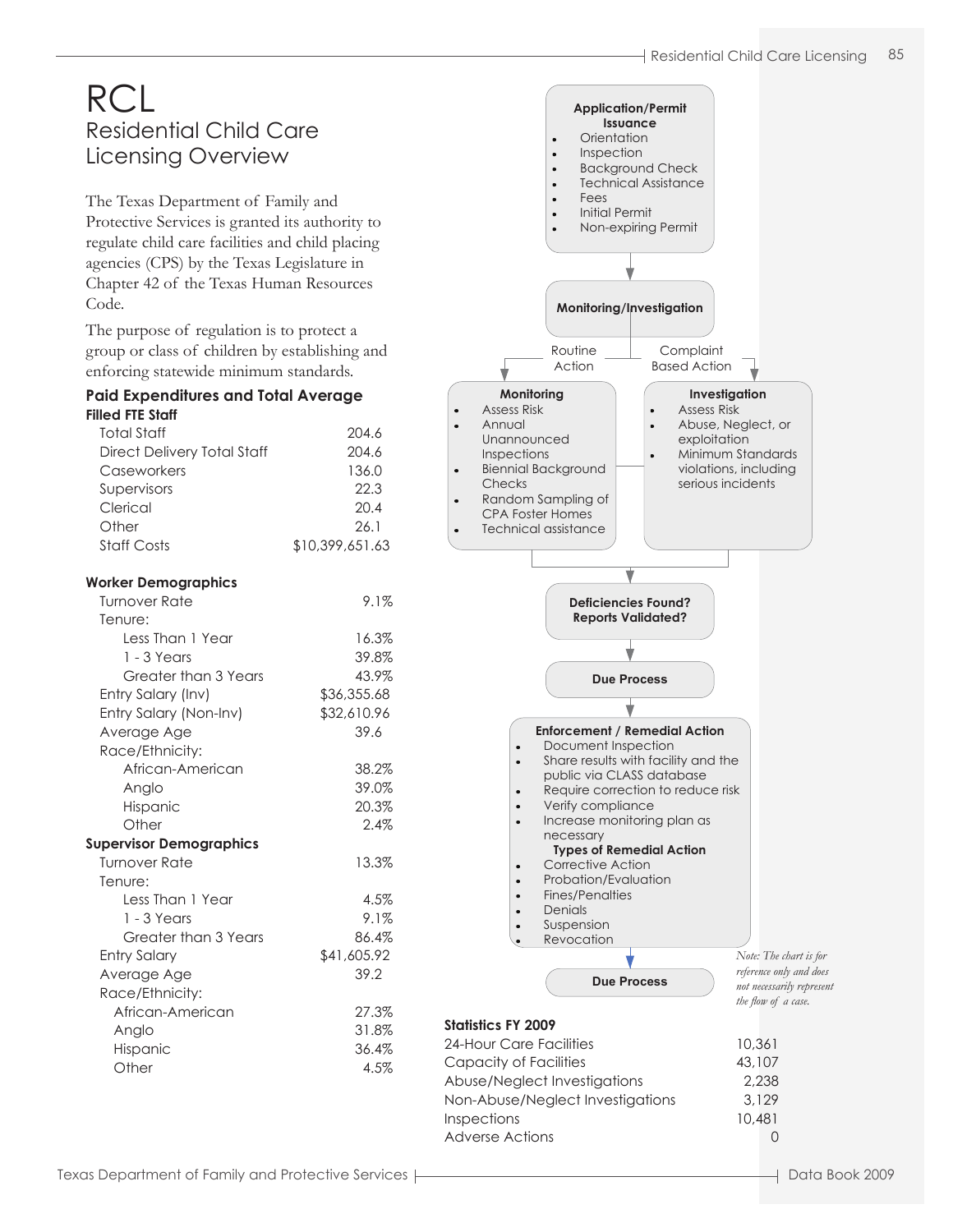# RCL

## Residential Child Care Licensing Overview

The Texas Department of Family and Protective Services is granted its authority to regulate child care facilities and child placing agencies (CPS) by the Texas Legislature in Chapter 42 of the Texas Human Resources Code.

The purpose of regulation is to protect a group or class of children by establishing and enforcing statewide minimum standards.

### Paid Expenditures and Total Average Filled FTE Staff

| | |
|---|---|
| Total Staff | 204.6 |
| Direct Delivery Total Staff | 204.6 |
| Caseworkers | 136.0 |
| Supervisors | 22.3 |
| Clerical | 20.4 |
| Other | 26.1 |
| Staff Costs | $10,399,651.63 |

### Worker Demographics

| | |
|---|---|
| Turnover Rate | 9.1% |
| Tenure: | |
| Less Than 1 Year | 16.3% |
| 1 - 3 Years | 39.8% |
| Greater than 3 Years | 43.9% |
| Entry Salary (Inv) | $36,355.68 |
| Entry Salary (Non-Inv) | $32,610.96 |
| Average Age | 39.6 |
| Race/Ethnicity: | |
| African-American | 38.2% |
| Anglo | 39.0% |
| Hispanic | 20.3% |
| Other | 2.4% |

### Supervisor Demographics

| | |
|---|---|
| Turnover Rate | 13.3% |
| Tenure: | |
| Less Than 1 Year | 4.5% |
| 1 - 3 Years | 9.1% |
| Greater than 3 Years | 86.4% |
| Entry Salary | $41,605.92 |
| Average Age | 39.2 |
| Race/Ethnicity: | |
| African-American | 27.3% |
| Anglo | 31.8% |
| Hispanic | 36.4% |
| Other | 4.5% |

**Application/Permit Issuance**

- Orientation
- Inspection
- Background Check
- Technical Assistance
- Fees
- Initial Permit
- Non-expiring Permit

**Monitoring/Investigation**

Routine Action → **Monitoring**

- Assess Risk
- Annual Unannounced Inspections
- Biennial Background Checks
- Random Sampling of CPA Foster Homes
- Technical assistance

Complaint Based Action → **Investigation**

- Assess Risk
- Abuse, Neglect, or exploitation
- Minimum Standards violations, including serious incidents

**Deficiencies Found? Reports Validated?**

**Due Process**

**Enforcement / Remedial Action**

- Document Inspection
- Share results with facility and the public via CLASS database
- Require correction to reduce risk
- Verify compliance
- Increase monitoring plan as necessary

**Types of Remedial Action**

- Corrective Action
- Probation/Evaluation
- Fines/Penalties
- Denials
- Suspension
- Revocation

**Due Process**

*Note: The chart is for reference only and does not necessarily represent the flow of a case.*

### Statistics FY 2009

| | |
|---|---|
| 24-Hour Care Facilities | 10,361 |
| Capacity of Facilities | 43,107 |
| Abuse/Neglect Investigations | 2,238 |
| Non-Abuse/Neglect Investigations | 3,129 |
| Inspections | 10,481 |
| Adverse Actions | 0 |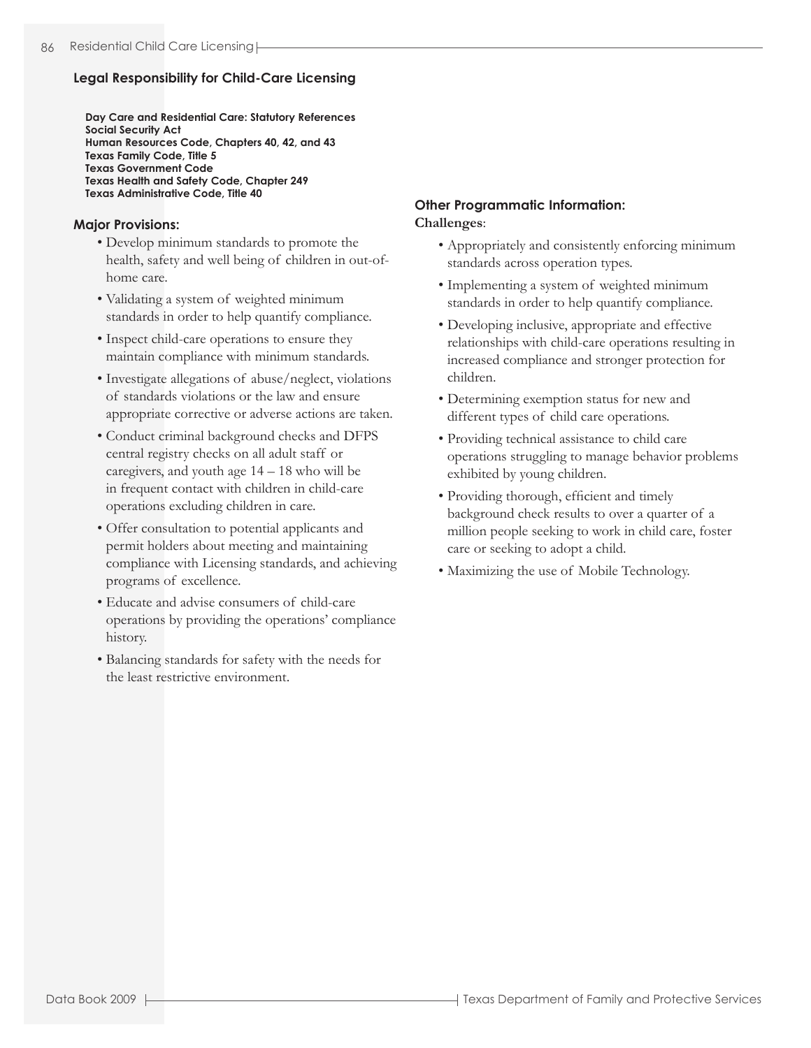## Legal Responsibility for Child-Care Licensing

**Day Care and Residential Care: Statutory References**
**Social Security Act**
**Human Resources Code, Chapters 40, 42, and 43**
**Texas Family Code, Title 5**
**Texas Government Code**
**Texas Health and Safety Code, Chapter 249**
**Texas Administrative Code, Title 40**

### Major Provisions:

- Develop minimum standards to promote the health, safety and well being of children in out-of-home care.
- Validating a system of weighted minimum standards in order to help quantify compliance.
- Inspect child-care operations to ensure they maintain compliance with minimum standards.
- Investigate allegations of abuse/neglect, violations of standards violations or the law and ensure appropriate corrective or adverse actions are taken.
- Conduct criminal background checks and DFPS central registry checks on all adult staff or caregivers, and youth age 14 – 18 who will be in frequent contact with children in child-care operations excluding children in care.
- Offer consultation to potential applicants and permit holders about meeting and maintaining compliance with Licensing standards, and achieving programs of excellence.
- Educate and advise consumers of child-care operations by providing the operations' compliance history.
- Balancing standards for safety with the needs for the least restrictive environment.

### Other Programmatic Information:

**Challenges**:

- Appropriately and consistently enforcing minimum standards across operation types.
- Implementing a system of weighted minimum standards in order to help quantify compliance.
- Developing inclusive, appropriate and effective relationships with child-care operations resulting in increased compliance and stronger protection for children.
- Determining exemption status for new and different types of child care operations.
- Providing technical assistance to child care operations struggling to manage behavior problems exhibited by young children.
- Providing thorough, efficient and timely background check results to over a quarter of a million people seeking to work in child care, foster care or seeking to adopt a child.
- Maximizing the use of Mobile Technology.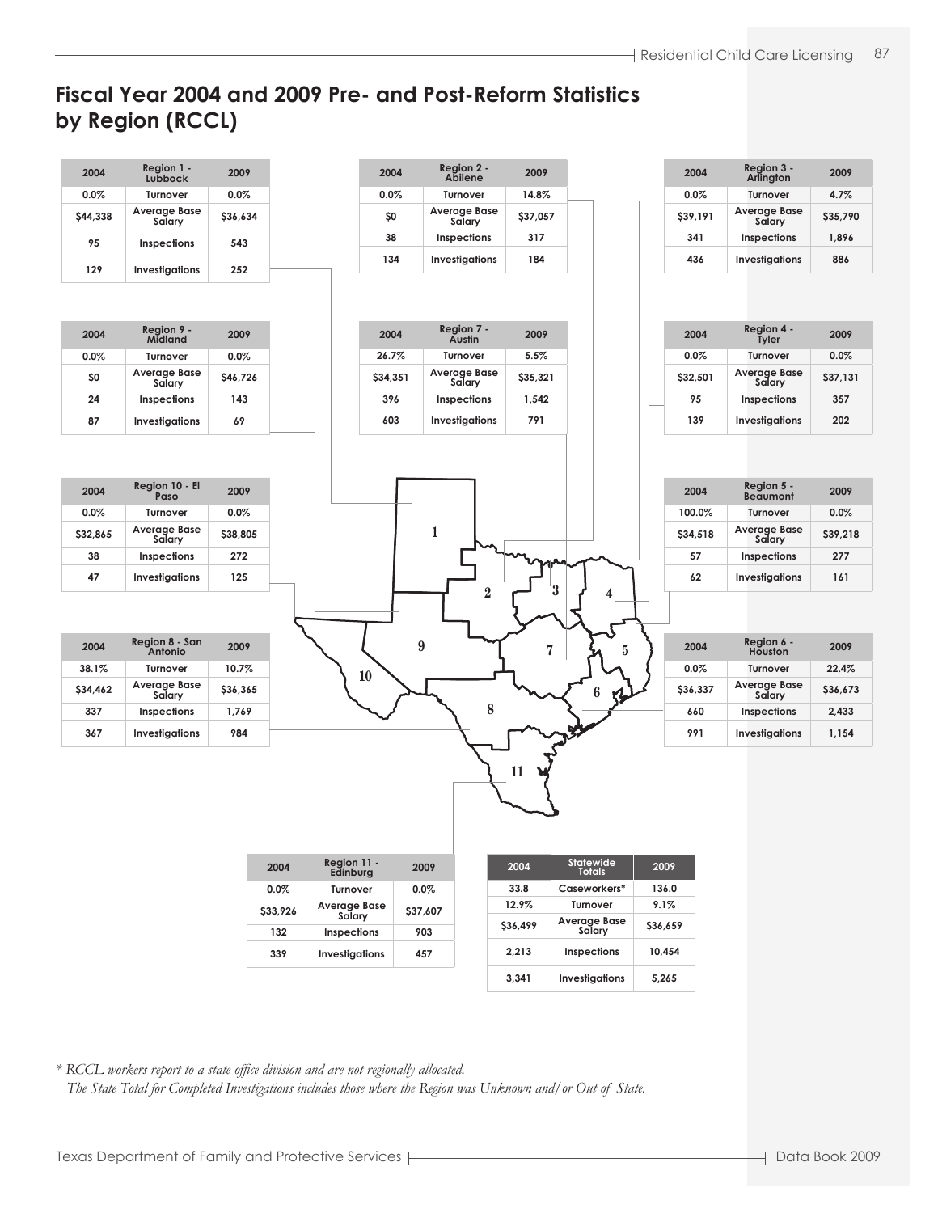# Fiscal Year 2004 and 2009 Pre- and Post-Reform Statistics by Region (RCCL)

| 2004 | Region 1 - Lubbock | 2009 |
|---|---|---|
| 0.0% | Turnover | 0.0% |
| $44,338 | Average Base Salary | $36,634 |
| 95 | Inspections | 543 |
| 129 | Investigations | 252 |

| 2004 | Region 2 - Abilene | 2009 |
|---|---|---|
| 0.0% | Turnover | 14.8% |
| $0 | Average Base Salary | $37,057 |
| 38 | Inspections | 317 |
| 134 | Investigations | 184 |

| 2004 | Region 3 - Arlington | 2009 |
|---|---|---|
| 0.0% | Turnover | 4.7% |
| $39,191 | Average Base Salary | $35,790 |
| 341 | Inspections | 1,896 |
| 436 | Investigations | 886 |

| 2004 | Region 9 - Midland | 2009 |
|---|---|---|
| 0.0% | Turnover | 0.0% |
| $0 | Average Base Salary | $46,726 |
| 24 | Inspections | 143 |
| 87 | Investigations | 69 |

| 2004 | Region 7 - Austin | 2009 |
|---|---|---|
| 26.7% | Turnover | 5.5% |
| $34,351 | Average Base Salary | $35,321 |
| 396 | Inspections | 1,542 |
| 603 | Investigations | 791 |

| 2004 | Region 4 - Tyler | 2009 |
|---|---|---|
| 0.0% | Turnover | 0.0% |
| $32,501 | Average Base Salary | $37,131 |
| 95 | Inspections | 357 |
| 139 | Investigations | 202 |

| 2004 | Region 10 - El Paso | 2009 |
|---|---|---|
| 0.0% | Turnover | 0.0% |
| $32,865 | Average Base Salary | $38,805 |
| 38 | Inspections | 272 |
| 47 | Investigations | 125 |

| 2004 | Region 5 - Beaumont | 2009 |
|---|---|---|
| 100.0% | Turnover | 0.0% |
| $34,518 | Average Base Salary | $39,218 |
| 57 | Inspections | 277 |
| 62 | Investigations | 161 |

| 2004 | Region 8 - San Antonio | 2009 |
|---|---|---|
| 38.1% | Turnover | 10.7% |
| $34,462 | Average Base Salary | $36,365 |
| 337 | Inspections | 1,769 |
| 367 | Investigations | 984 |

| 2004 | Region 6 - Houston | 2009 |
|---|---|---|
| 0.0% | Turnover | 22.4% |
| $36,337 | Average Base Salary | $36,673 |
| 660 | Inspections | 2,433 |
| 991 | Investigations | 1,154 |

| 2004 | Region 11 - Edinburg | 2009 |
|---|---|---|
| 0.0% | Turnover | 0.0% |
| $33,926 | Average Base Salary | $37,607 |
| 132 | Inspections | 903 |
| 339 | Investigations | 457 |

| 2004 | Statewide Totals | 2009 |
|---|---|---|
| 33.8 | Caseworkers* | 136.0 |
| 12.9% | Turnover | 9.1% |
| $36,499 | Average Base Salary | $36,659 |
| 2,213 | Inspections | 10,454 |
| 3,341 | Investigations | 5,265 |

*\* RCCL workers report to a state office division and are not regionally allocated.*

*The State Total for Completed Investigations includes those where the Region was Unknown and/or Out of State.*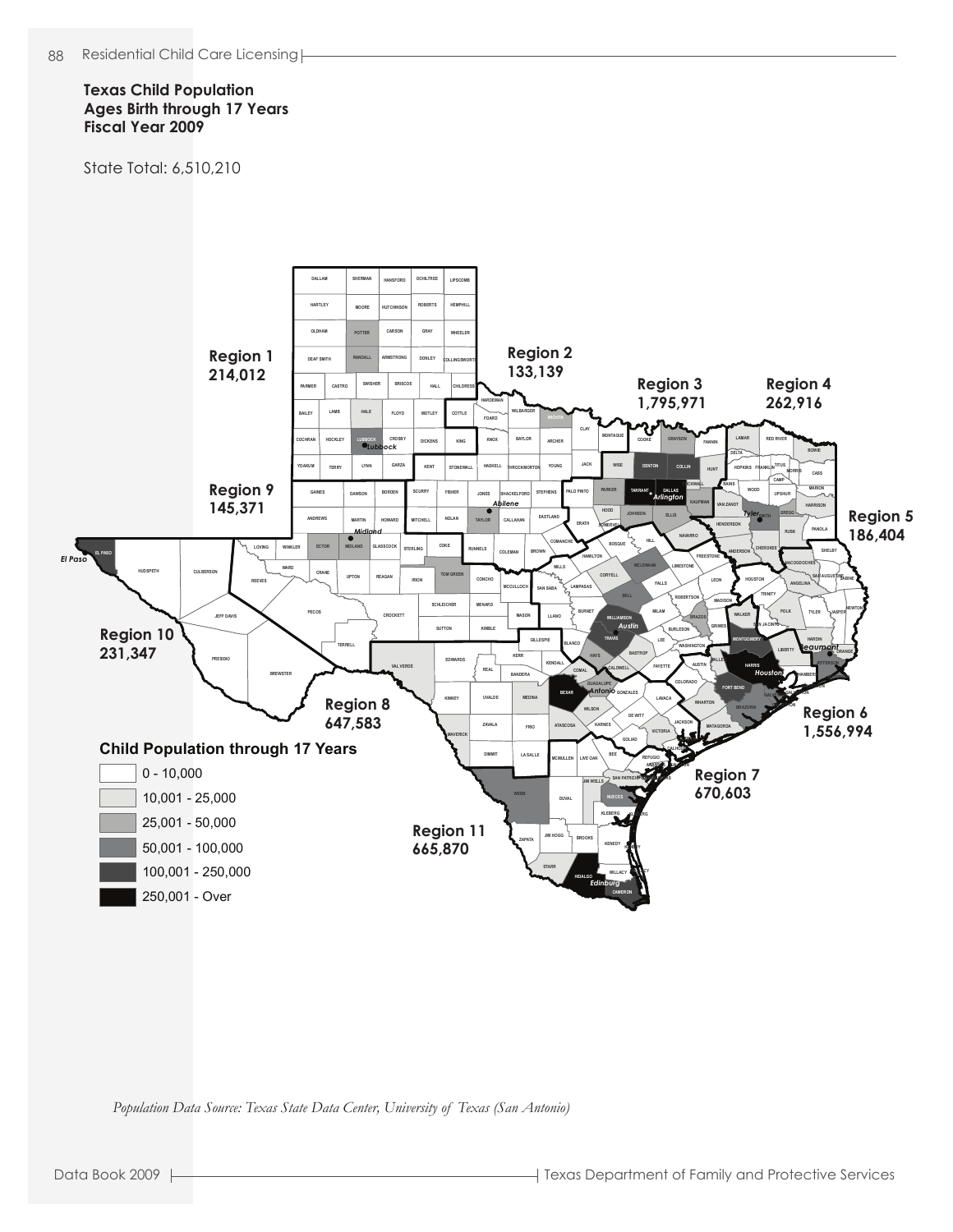### Texas Child Population
### Ages Birth through 17 Years
### Fiscal Year 2009

State Total: 6,510,210

**Region 1** 214,012

**Region 2** 133,139

**Region 3** 1,795,971

**Region 4** 262,916

**Region 5** 186,404

**Region 6** 1,556,994

**Region 7** 670,603

**Region 8** 647,583

**Region 9** 145,371

**Region 10** 231,347

**Region 11** 665,870

**Child Population through 17 Years**

- 0 - 10,000
- 10,001 - 25,000
- 25,001 - 50,000
- 50,001 - 100,000
- 100,001 - 250,000
- 250,001 - Over

*Population Data Source: Texas State Data Center, University of Texas (San Antonio)*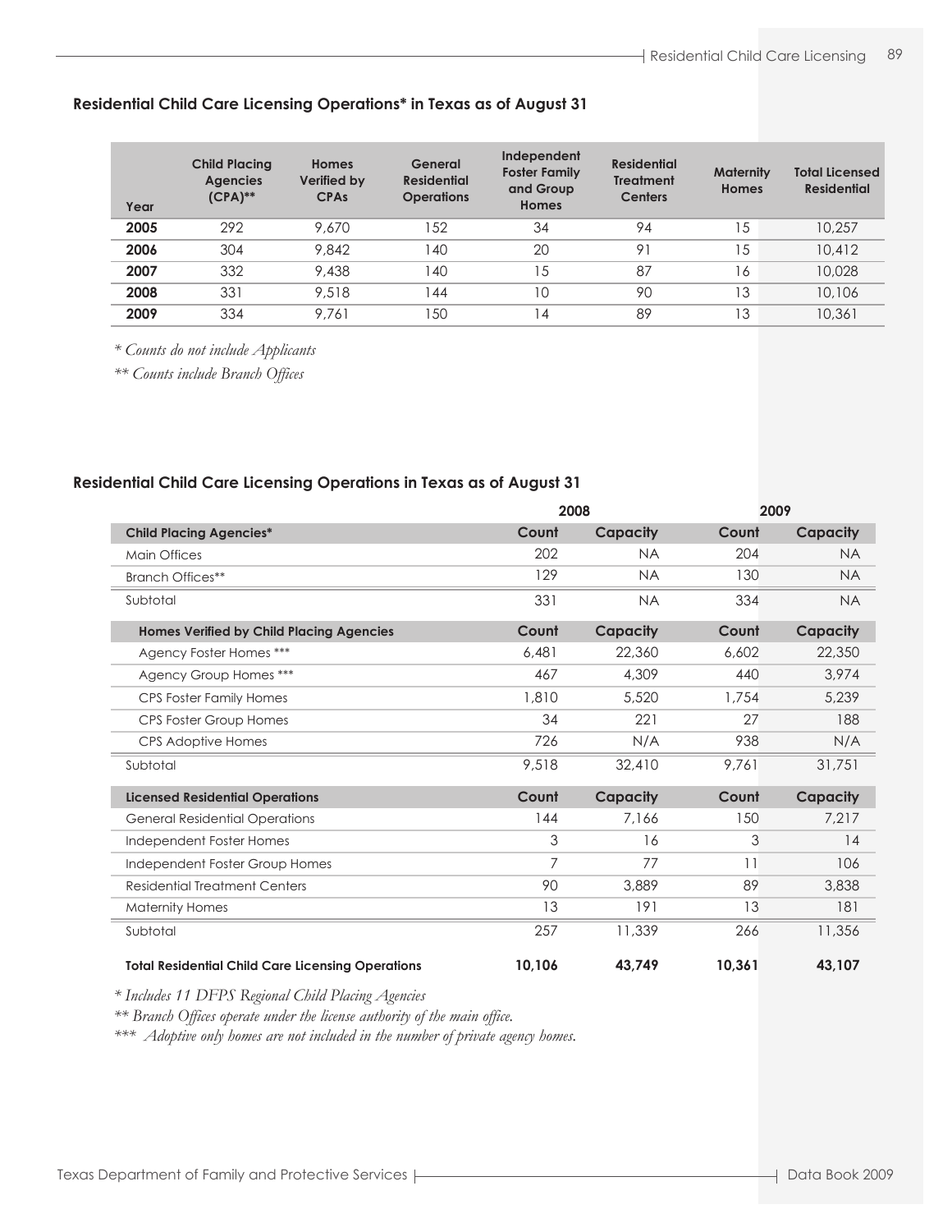### Residential Child Care Licensing Operations* in Texas as of August 31

| Year | Child Placing Agencies (CPA)** | Homes Verified by CPAs | General Residential Operations | Independent Foster Family and Group Homes | Residential Treatment Centers | Maternity Homes | Total Licensed Residential |
|---|---|---|---|---|---|---|---|
| **2005** | 292 | 9,670 | 152 | 34 | 94 | 15 | 10,257 |
| **2006** | 304 | 9,842 | 140 | 20 | 91 | 15 | 10,412 |
| **2007** | 332 | 9,438 | 140 | 15 | 87 | 16 | 10,028 |
| **2008** | 331 | 9,518 | 144 | 10 | 90 | 13 | 10,106 |
| **2009** | 334 | 9,761 | 150 | 14 | 89 | 13 | 10,361 |

*\* Counts do not include Applicants*

*\*\* Counts include Branch Offices*

### Residential Child Care Licensing Operations in Texas as of August 31

| | 2008 | | 2009 | |
|---|---|---|---|---|
| **Child Placing Agencies*** | **Count** | **Capacity** | **Count** | **Capacity** |
| Main Offices | 202 | NA | 204 | NA |
| Branch Offices** | 129 | NA | 130 | NA |
| Subtotal | 331 | NA | 334 | NA |
| **Homes Verified by Child Placing Agencies** | **Count** | **Capacity** | **Count** | **Capacity** |
| Agency Foster Homes *** | 6,481 | 22,360 | 6,602 | 22,350 |
| Agency Group Homes *** | 467 | 4,309 | 440 | 3,974 |
| CPS Foster Family Homes | 1,810 | 5,520 | 1,754 | 5,239 |
| CPS Foster Group Homes | 34 | 221 | 27 | 188 |
| CPS Adoptive Homes | 726 | N/A | 938 | N/A |
| Subtotal | 9,518 | 32,410 | 9,761 | 31,751 |
| **Licensed Residential Operations** | **Count** | **Capacity** | **Count** | **Capacity** |
| General Residential Operations | 144 | 7,166 | 150 | 7,217 |
| Independent Foster Homes | 3 | 16 | 3 | 14 |
| Independent Foster Group Homes | 7 | 77 | 11 | 106 |
| Residential Treatment Centers | 90 | 3,889 | 89 | 3,838 |
| Maternity Homes | 13 | 191 | 13 | 181 |
| Subtotal | 257 | 11,339 | 266 | 11,356 |
| **Total Residential Child Care Licensing Operations** | **10,106** | **43,749** | **10,361** | **43,107** |

*\* Includes 11 DFPS Regional Child Placing Agencies*

*\*\* Branch Offices operate under the license authority of the main office.*

*\*\*\* Adoptive only homes are not included in the number of private agency homes.*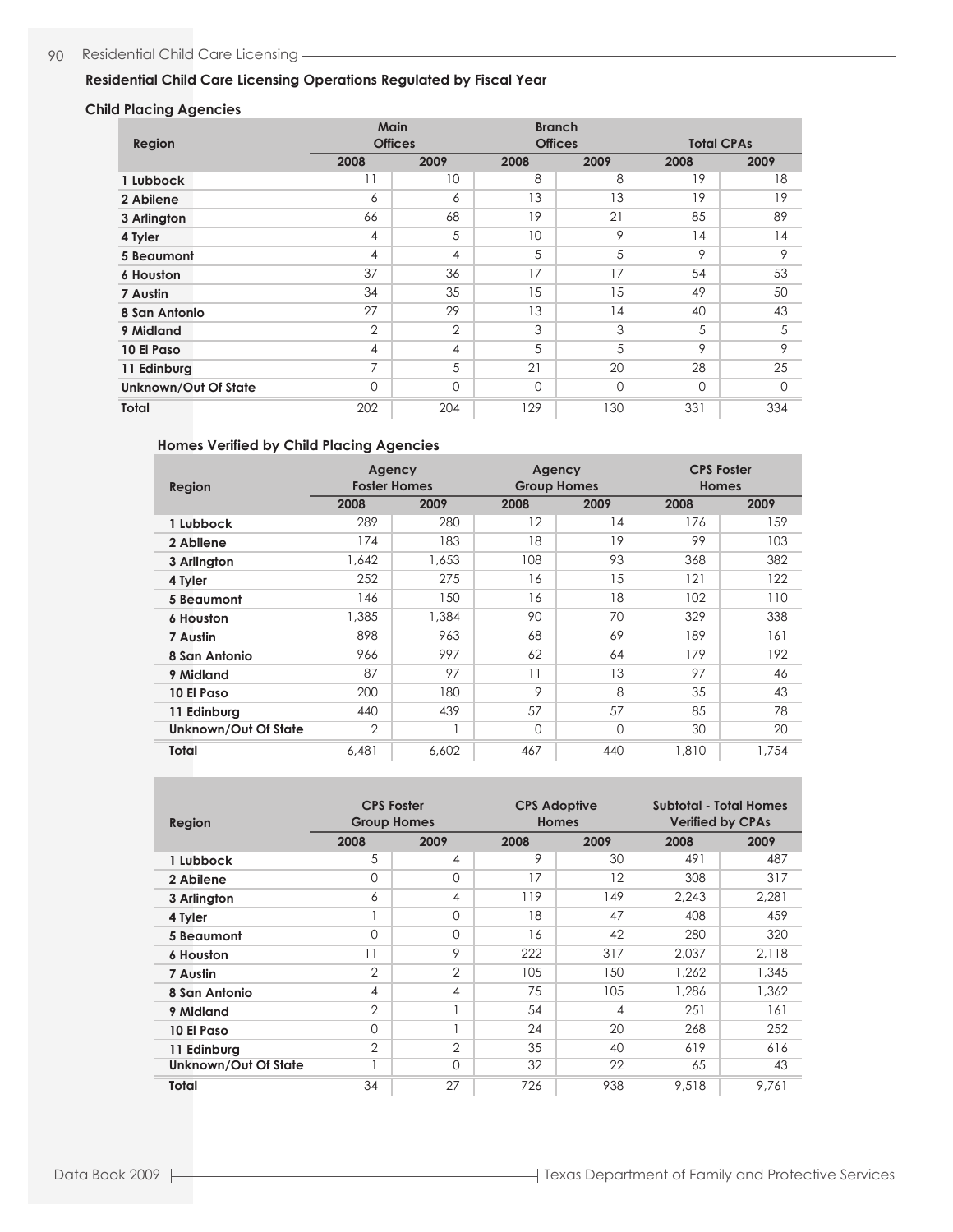## Residential Child Care Licensing Operations Regulated by Fiscal Year

### Child Placing Agencies

| Region | Main Offices | | Branch Offices | | Total CPAs | |
|---|---|---|---|---|---|---|
| | 2008 | 2009 | 2008 | 2009 | 2008 | 2009 |
| 1 Lubbock | 11 | 10 | 8 | 8 | 19 | 18 |
| 2 Abilene | 6 | 6 | 13 | 13 | 19 | 19 |
| 3 Arlington | 66 | 68 | 19 | 21 | 85 | 89 |
| 4 Tyler | 4 | 5 | 10 | 9 | 14 | 14 |
| 5 Beaumont | 4 | 4 | 5 | 5 | 9 | 9 |
| 6 Houston | 37 | 36 | 17 | 17 | 54 | 53 |
| 7 Austin | 34 | 35 | 15 | 15 | 49 | 50 |
| 8 San Antonio | 27 | 29 | 13 | 14 | 40 | 43 |
| 9 Midland | 2 | 2 | 3 | 3 | 5 | 5 |
| 10 El Paso | 4 | 4 | 5 | 5 | 9 | 9 |
| 11 Edinburg | 7 | 5 | 21 | 20 | 28 | 25 |
| Unknown/Out Of State | 0 | 0 | 0 | 0 | 0 | 0 |
| **Total** | 202 | 204 | 129 | 130 | 331 | 334 |

### Homes Verified by Child Placing Agencies

| Region | Agency Foster Homes | | Agency Group Homes | | CPS Foster Homes | |
|---|---|---|---|---|---|---|
| | 2008 | 2009 | 2008 | 2009 | 2008 | 2009 |
| 1 Lubbock | 289 | 280 | 12 | 14 | 176 | 159 |
| 2 Abilene | 174 | 183 | 18 | 19 | 99 | 103 |
| 3 Arlington | 1,642 | 1,653 | 108 | 93 | 368 | 382 |
| 4 Tyler | 252 | 275 | 16 | 15 | 121 | 122 |
| 5 Beaumont | 146 | 150 | 16 | 18 | 102 | 110 |
| 6 Houston | 1,385 | 1,384 | 90 | 70 | 329 | 338 |
| 7 Austin | 898 | 963 | 68 | 69 | 189 | 161 |
| 8 San Antonio | 966 | 997 | 62 | 64 | 179 | 192 |
| 9 Midland | 87 | 97 | 11 | 13 | 97 | 46 |
| 10 El Paso | 200 | 180 | 9 | 8 | 35 | 43 |
| 11 Edinburg | 440 | 439 | 57 | 57 | 85 | 78 |
| Unknown/Out Of State | 2 | 1 | 0 | 0 | 30 | 20 |
| **Total** | 6,481 | 6,602 | 467 | 440 | 1,810 | 1,754 |

| Region | CPS Foster Group Homes | | CPS Adoptive Homes | | Subtotal - Total Homes Verified by CPAs | |
|---|---|---|---|---|---|---|
| | 2008 | 2009 | 2008 | 2009 | 2008 | 2009 |
| 1 Lubbock | 5 | 4 | 9 | 30 | 491 | 487 |
| 2 Abilene | 0 | 0 | 17 | 12 | 308 | 317 |
| 3 Arlington | 6 | 4 | 119 | 149 | 2,243 | 2,281 |
| 4 Tyler | 1 | 0 | 18 | 47 | 408 | 459 |
| 5 Beaumont | 0 | 0 | 16 | 42 | 280 | 320 |
| 6 Houston | 11 | 9 | 222 | 317 | 2,037 | 2,118 |
| 7 Austin | 2 | 2 | 105 | 150 | 1,262 | 1,345 |
| 8 San Antonio | 4 | 4 | 75 | 105 | 1,286 | 1,362 |
| 9 Midland | 2 | 1 | 54 | 4 | 251 | 161 |
| 10 El Paso | 0 | 1 | 24 | 20 | 268 | 252 |
| 11 Edinburg | 2 | 2 | 35 | 40 | 619 | 616 |
| Unknown/Out Of State | 1 | 0 | 32 | 22 | 65 | 43 |
| **Total** | 34 | 27 | 726 | 938 | 9,518 | 9,761 |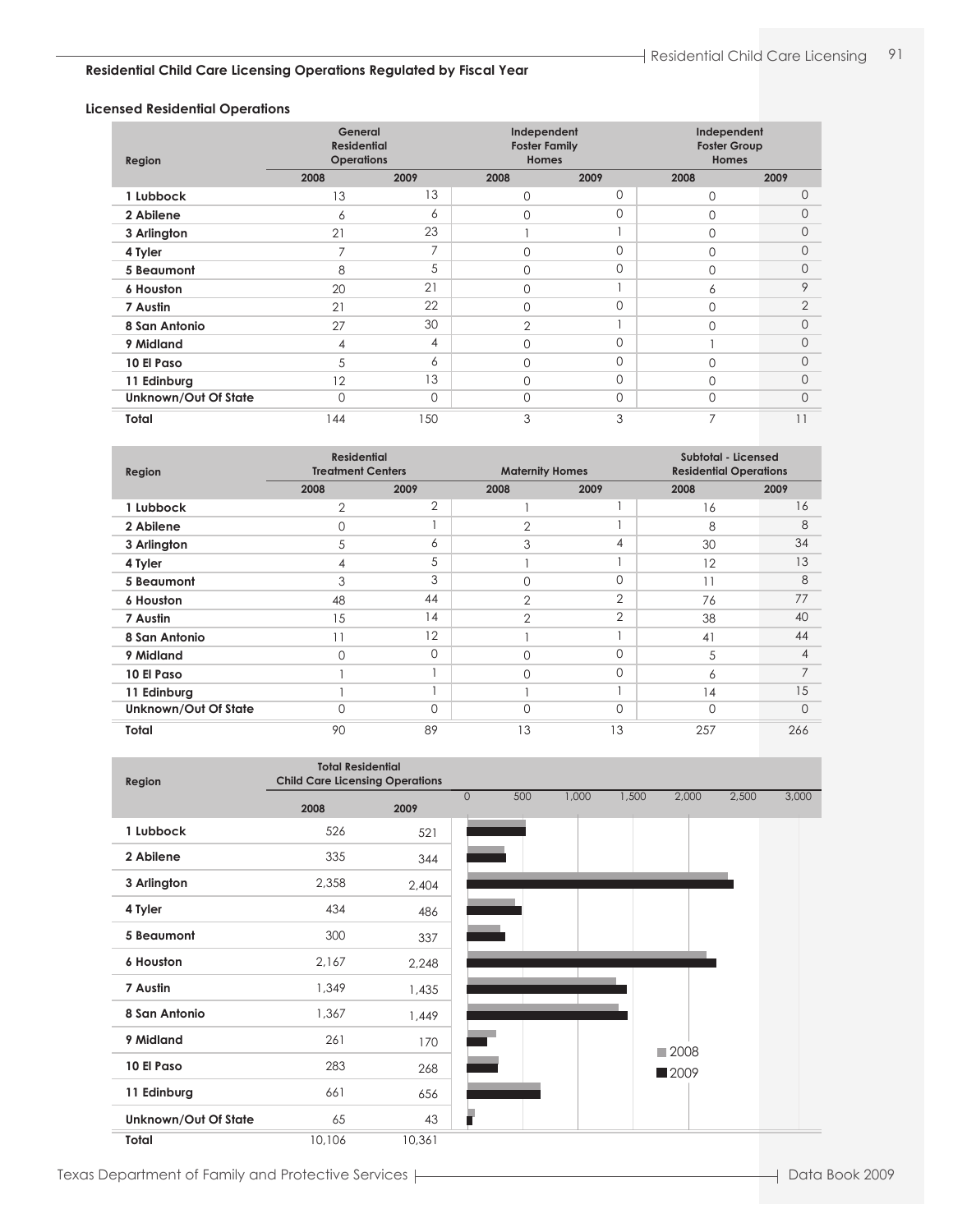## Residential Child Care Licensing Operations Regulated by Fiscal Year

### Licensed Residential Operations

| Region | General Residential Operations | | Independent Foster Family Homes | | Independent Foster Group Homes | |
|---|---|---|---|---|---|---|
| | 2008 | 2009 | 2008 | 2009 | 2008 | 2009 |
| 1 Lubbock | 13 | 13 | 0 | 0 | 0 | 0 |
| 2 Abilene | 6 | 6 | 0 | 0 | 0 | 0 |
| 3 Arlington | 21 | 23 | 1 | 1 | 0 | 0 |
| 4 Tyler | 7 | 7 | 0 | 0 | 0 | 0 |
| 5 Beaumont | 8 | 5 | 0 | 0 | 0 | 0 |
| 6 Houston | 20 | 21 | 0 | 1 | 6 | 9 |
| 7 Austin | 21 | 22 | 0 | 0 | 0 | 2 |
| 8 San Antonio | 27 | 30 | 2 | 1 | 0 | 0 |
| 9 Midland | 4 | 4 | 0 | 0 | 1 | 0 |
| 10 El Paso | 5 | 6 | 0 | 0 | 0 | 0 |
| 11 Edinburg | 12 | 13 | 0 | 0 | 0 | 0 |
| Unknown/Out Of State | 0 | 0 | 0 | 0 | 0 | 0 |
| Total | 144 | 150 | 3 | 3 | 7 | 11 |

| Region | Residential Treatment Centers | | Maternity Homes | | Subtotal - Licensed Residential Operations | |
|---|---|---|---|---|---|---|
| | 2008 | 2009 | 2008 | 2009 | 2008 | 2009 |
| 1 Lubbock | 2 | 2 | 1 | 1 | 16 | 16 |
| 2 Abilene | 0 | 1 | 2 | 1 | 8 | 8 |
| 3 Arlington | 5 | 6 | 3 | 4 | 30 | 34 |
| 4 Tyler | 4 | 5 | 1 | 1 | 12 | 13 |
| 5 Beaumont | 3 | 3 | 0 | 0 | 11 | 8 |
| 6 Houston | 48 | 44 | 2 | 2 | 76 | 77 |
| 7 Austin | 15 | 14 | 2 | 2 | 38 | 40 |
| 8 San Antonio | 11 | 12 | 1 | 1 | 41 | 44 |
| 9 Midland | 0 | 0 | 0 | 0 | 5 | 4 |
| 10 El Paso | 1 | 1 | 0 | 0 | 6 | 7 |
| 11 Edinburg | 1 | 1 | 1 | 1 | 14 | 15 |
| Unknown/Out Of State | 0 | 0 | 0 | 0 | 0 | 0 |
| Total | 90 | 89 | 13 | 13 | 257 | 266 |

| Region | Total Residential Child Care Licensing Operations | |
|---|---|---|
| | 2008 | 2009 |
| 1 Lubbock | 526 | 521 |
| 2 Abilene | 335 | 344 |
| 3 Arlington | 2,358 | 2,404 |
| 4 Tyler | 434 | 486 |
| 5 Beaumont | 300 | 337 |
| 6 Houston | 2,167 | 2,248 |
| 7 Austin | 1,349 | 1,435 |
| 8 San Antonio | 1,367 | 1,449 |
| 9 Midland | 261 | 170 |
| 10 El Paso | 283 | 268 |
| 11 Edinburg | 661 | 656 |
| Unknown/Out Of State | 65 | 43 |
| Total | 10,106 | 10,361 |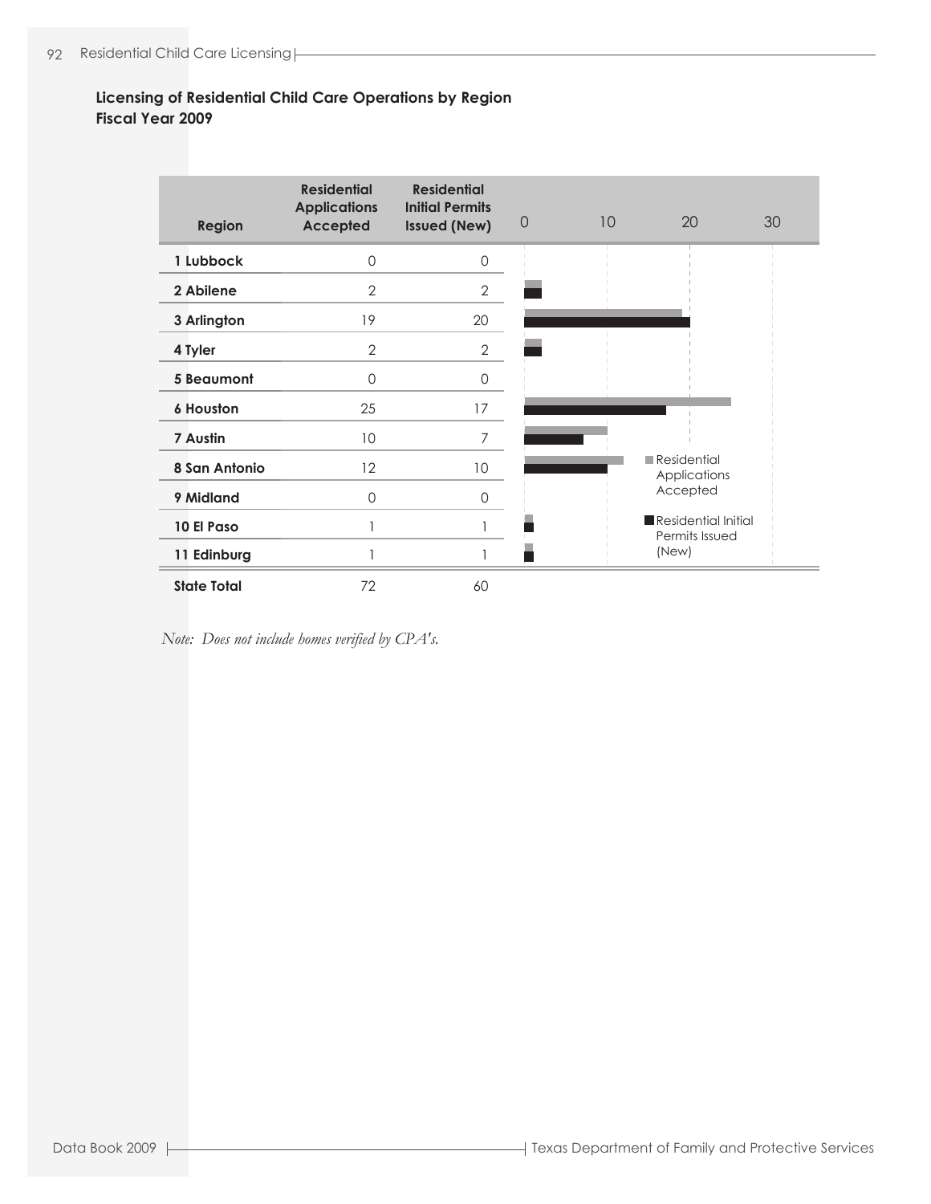**Licensing of Residential Child Care Operations by Region**
**Fiscal Year 2009**

| Region | Residential Applications Accepted | Residential Initial Permits Issued (New) |
|---|---|---|
| 1 Lubbock | 0 | 0 |
| 2 Abilene | 2 | 2 |
| 3 Arlington | 19 | 20 |
| 4 Tyler | 2 | 2 |
| 5 Beaumont | 0 | 0 |
| 6 Houston | 25 | 17 |
| 7 Austin | 10 | 7 |
| 8 San Antonio | 12 | 10 |
| 9 Midland | 0 | 0 |
| 10 El Paso | 1 | 1 |
| 11 Edinburg | 1 | 1 |
| **State Total** | 72 | 60 |

*Note: Does not include homes verified by CPA's.*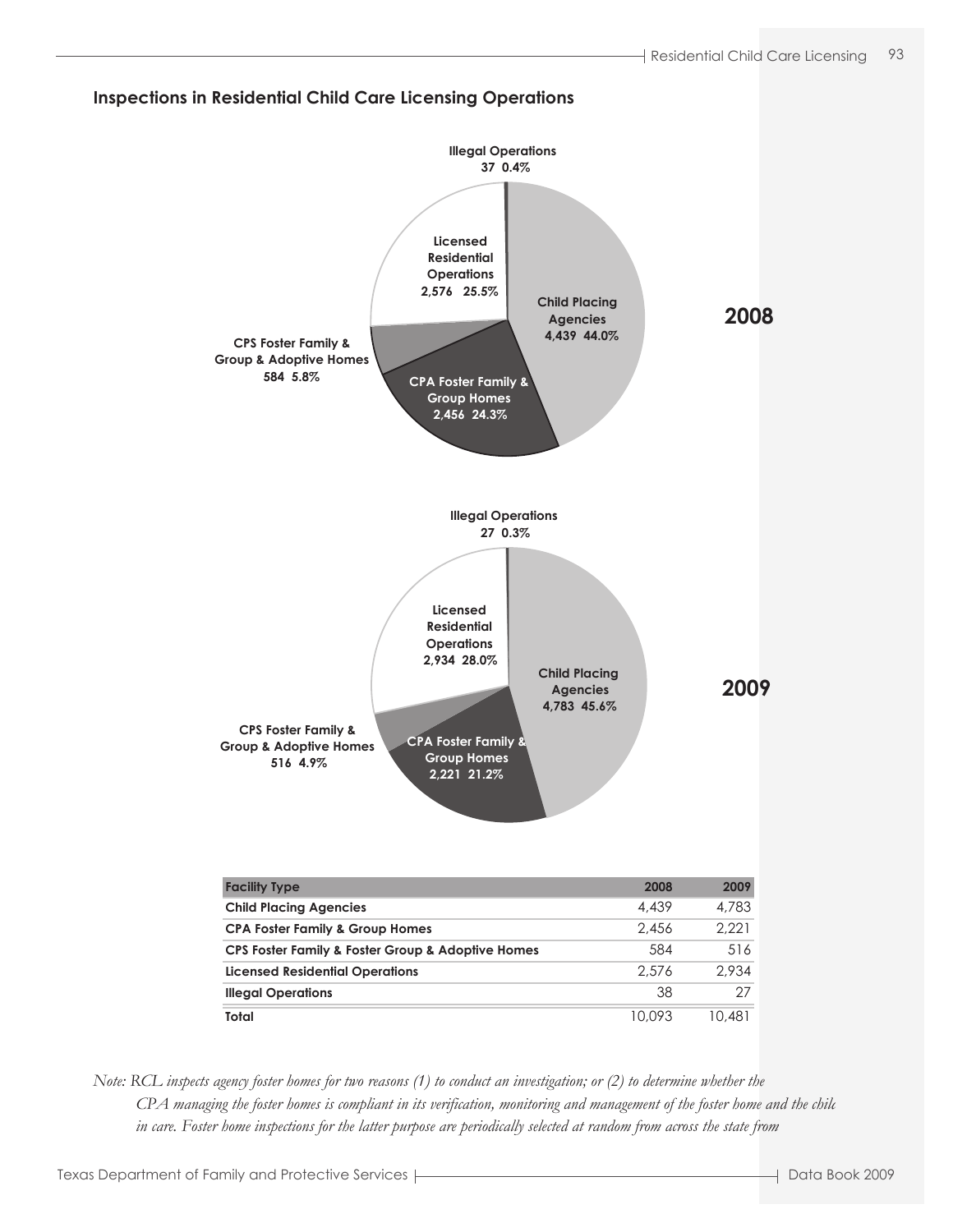## Inspections in Residential Child Care Licensing Operations

**2008**

- Illegal Operations 37 0.4%
- Licensed Residential Operations 2,576 25.5%
- Child Placing Agencies 4,439 44.0%
- CPS Foster Family & Group & Adoptive Homes 584 5.8%
- CPA Foster Family & Group Homes 2,456 24.3%

**2009**

- Illegal Operations 27 0.3%
- Licensed Residential Operations 2,934 28.0%
- Child Placing Agencies 4,783 45.6%
- CPS Foster Family & Group & Adoptive Homes 516 4.9%
- CPA Foster Family & Group Homes 2,221 21.2%

| Facility Type | 2008 | 2009 |
|---|---|---|
| Child Placing Agencies | 4,439 | 4,783 |
| CPA Foster Family & Group Homes | 2,456 | 2,221 |
| CPS Foster Family & Foster Group & Adoptive Homes | 584 | 516 |
| Licensed Residential Operations | 2,576 | 2,934 |
| Illegal Operations | 38 | 27 |
| **Total** | 10,093 | 10,481 |

*Note: RCL inspects agency foster homes for two reasons (1) to conduct an investigation; or (2) to determine whether the CPA managing the foster homes is compliant in its verification, monitoring and management of the foster home and the child in care. Foster home inspections for the latter purpose are periodically selected at random from across the state from*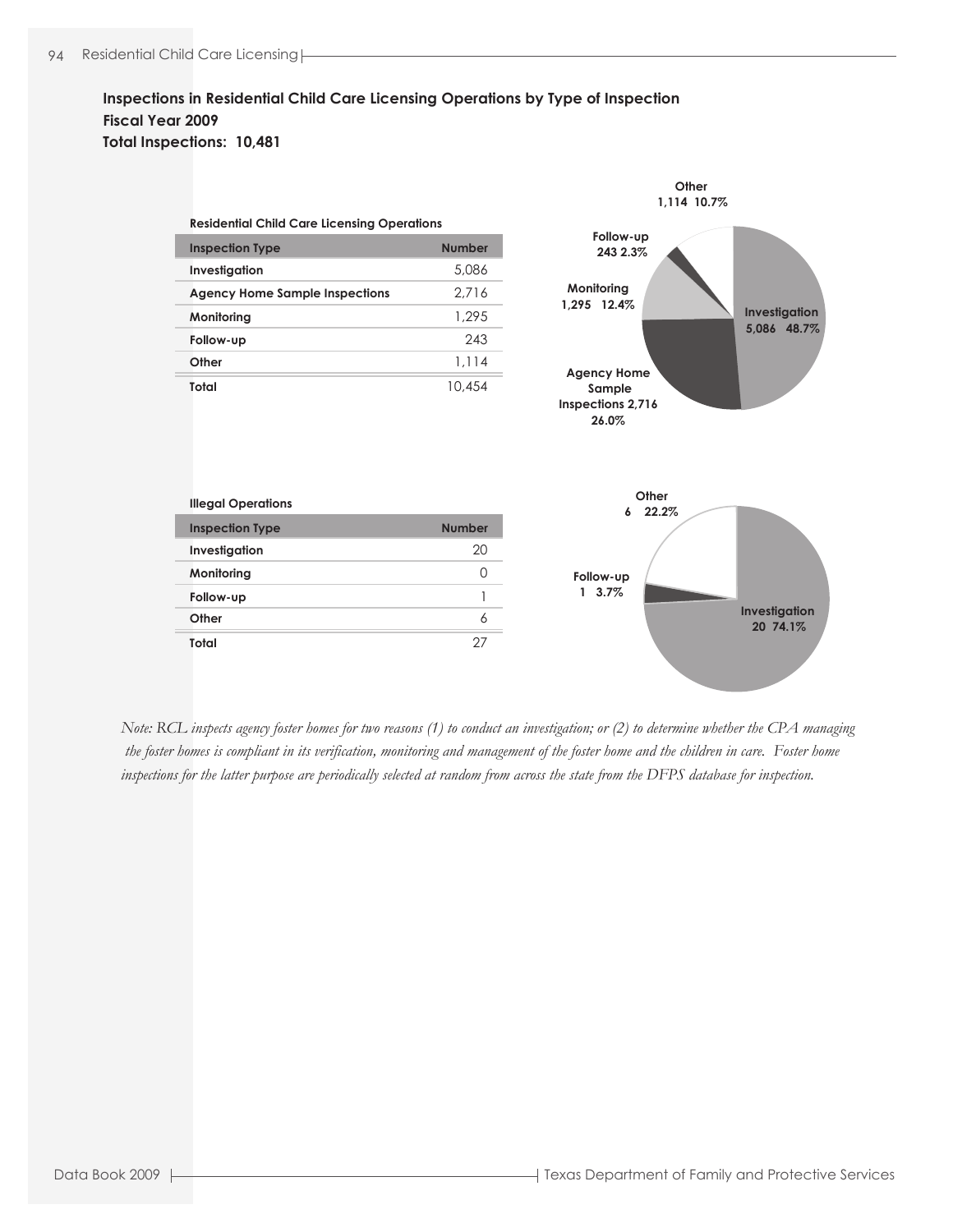## Inspections in Residential Child Care Licensing Operations by Type of Inspection
## Fiscal Year 2009
## Total Inspections: 10,481

**Residential Child Care Licensing Operations**

| Inspection Type | Number |
|---|---|
| Investigation | 5,086 |
| Agency Home Sample Inspections | 2,716 |
| Monitoring | 1,295 |
| Follow-up | 243 |
| Other | 1,114 |
| Total | 10,454 |

Other 1,114 10.7%
Follow-up 243 2.3%
Monitoring 1,295 12.4%
Investigation 5,086 48.7%
Agency Home Sample Inspections 2,716 26.0%

**Illegal Operations**

| Inspection Type | Number |
|---|---|
| Investigation | 20 |
| Monitoring | 0 |
| Follow-up | 1 |
| Other | 6 |
| Total | 27 |

Other 6 22.2%
Follow-up 1 3.7%
Investigation 20 74.1%

*Note: RCL inspects agency foster homes for two reasons (1) to conduct an investigation; or (2) to determine whether the CPA managing the foster homes is compliant in its verification, monitoring and management of the foster home and the children in care. Foster home inspections for the latter purpose are periodically selected at random from across the state from the DFPS database for inspection.*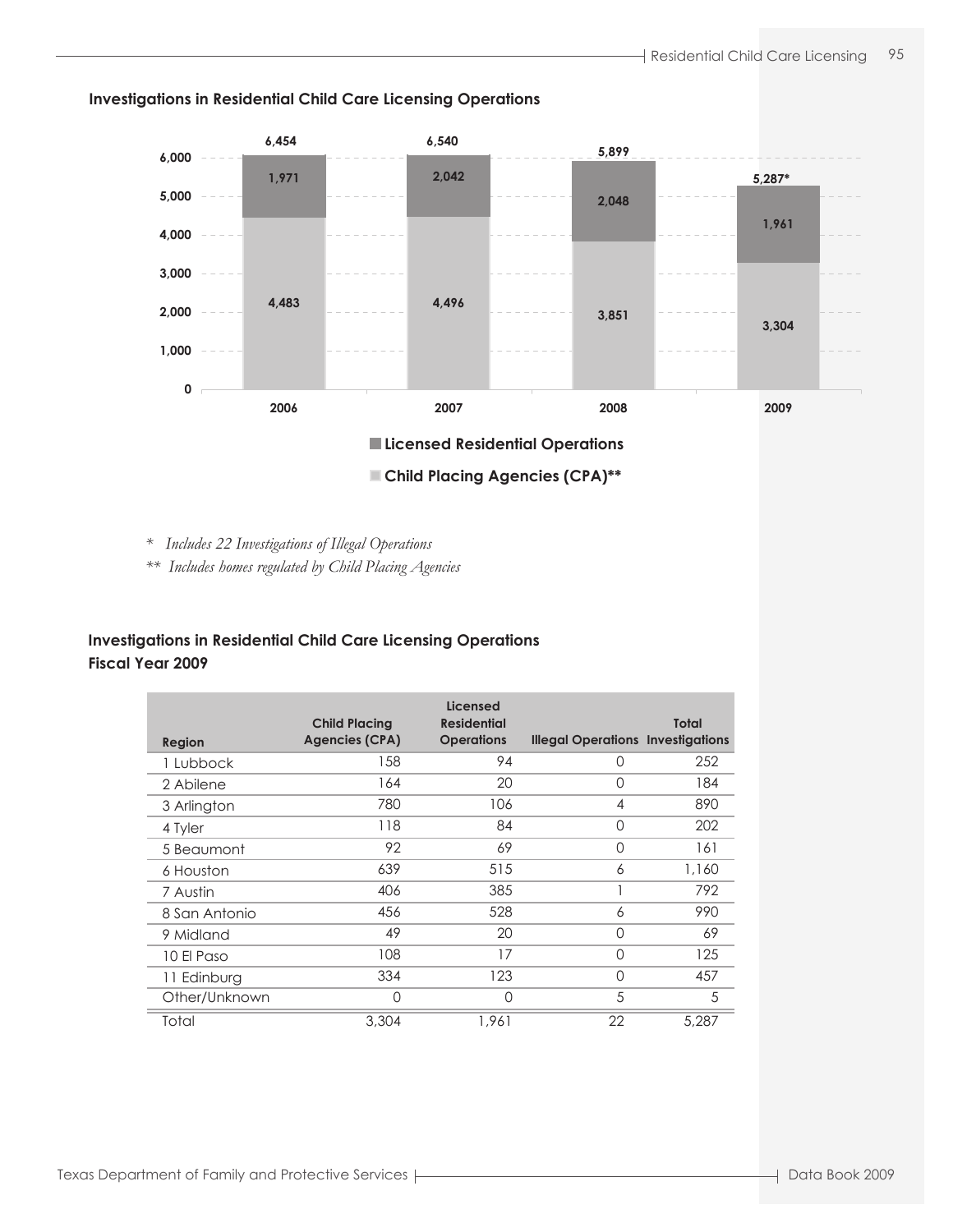## Investigations in Residential Child Care Licensing Operations

| | 2006 | 2007 | 2008 | 2009 |
|---|---|---|---|---|
| Licensed Residential Operations | 1,971 | 2,042 | 2,048 | 1,961 |
| Child Placing Agencies (CPA)** | 4,483 | 4,496 | 3,851 | 3,304 |
| Total | 6,454 | 6,540 | 5,899 | 5,287* |

*\* Includes 22 Investigations of Illegal Operations*

*\*\* Includes homes regulated by Child Placing Agencies*

## Investigations in Residential Child Care Licensing Operations
## Fiscal Year 2009

| Region | Child Placing Agencies (CPA) | Licensed Residential Operations | Illegal Operations | Total Investigations |
|---|---|---|---|---|
| 1 Lubbock | 158 | 94 | 0 | 252 |
| 2 Abilene | 164 | 20 | 0 | 184 |
| 3 Arlington | 780 | 106 | 4 | 890 |
| 4 Tyler | 118 | 84 | 0 | 202 |
| 5 Beaumont | 92 | 69 | 0 | 161 |
| 6 Houston | 639 | 515 | 6 | 1,160 |
| 7 Austin | 406 | 385 | 1 | 792 |
| 8 San Antonio | 456 | 528 | 6 | 990 |
| 9 Midland | 49 | 20 | 0 | 69 |
| 10 El Paso | 108 | 17 | 0 | 125 |
| 11 Edinburg | 334 | 123 | 0 | 457 |
| Other/Unknown | 0 | 0 | 5 | 5 |
| Total | 3,304 | 1,961 | 22 | 5,287 |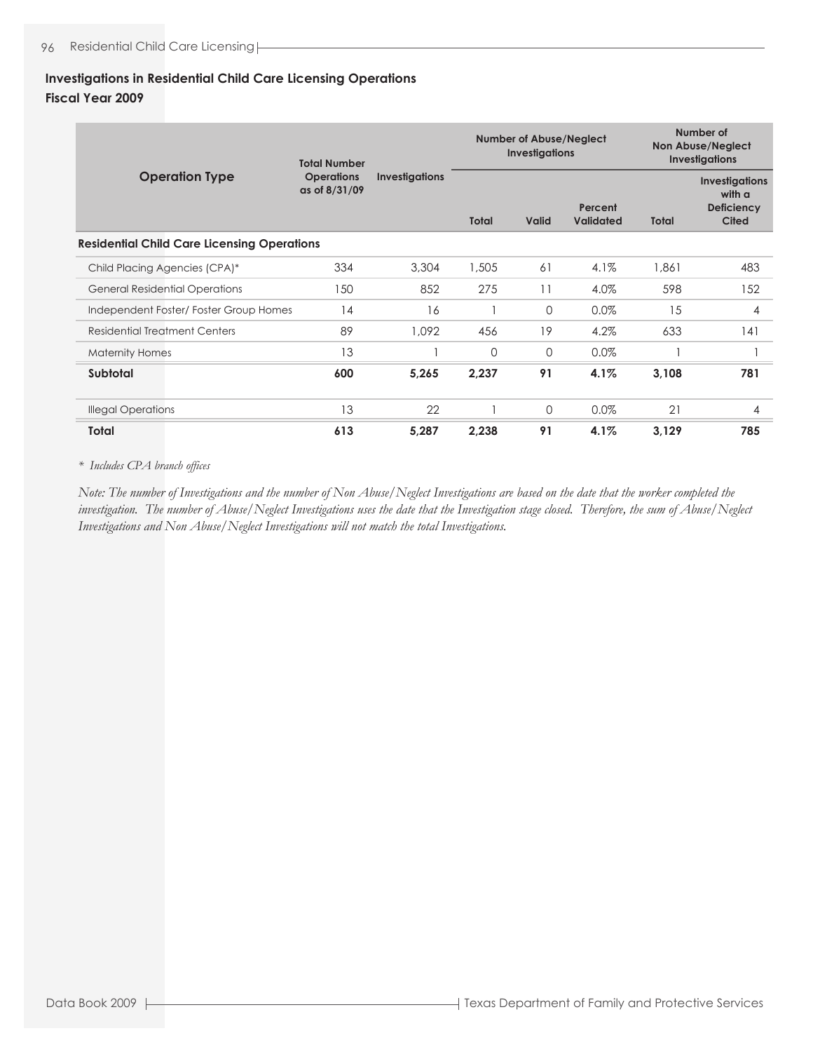## Investigations in Residential Child Care Licensing Operations
### Fiscal Year 2009

| Operation Type | Total Number Operations as of 8/31/09 | Investigations | Number of Abuse/Neglect Investigations | | | Number of Non Abuse/Neglect Investigations | |
|---|---|---|---|---|---|---|---|
| | | | Total | Valid | Percent Validated | Total | Investigations with a Deficiency Cited |
| **Residential Child Care Licensing Operations** | | | | | | | |
| Child Placing Agencies (CPA)* | 334 | 3,304 | 1,505 | 61 | 4.1% | 1,861 | 483 |
| General Residential Operations | 150 | 852 | 275 | 11 | 4.0% | 598 | 152 |
| Independent Foster/ Foster Group Homes | 14 | 16 | 1 | 0 | 0.0% | 15 | 4 |
| Residential Treatment Centers | 89 | 1,092 | 456 | 19 | 4.2% | 633 | 141 |
| Maternity Homes | 13 | 1 | 0 | 0 | 0.0% | 1 | 1 |
| **Subtotal** | **600** | **5,265** | **2,237** | **91** | **4.1%** | **3,108** | **781** |
| Illegal Operations | 13 | 22 | 1 | 0 | 0.0% | 21 | 4 |
| **Total** | **613** | **5,287** | **2,238** | **91** | **4.1%** | **3,129** | **785** |

*\* Includes CPA branch offices*

*Note: The number of Investigations and the number of Non Abuse/Neglect Investigations are based on the date that the worker completed the investigation. The number of Abuse/Neglect Investigations uses the date that the Investigation stage closed. Therefore, the sum of Abuse/Neglect Investigations and Non Abuse/Neglect Investigations will not match the total Investigations.*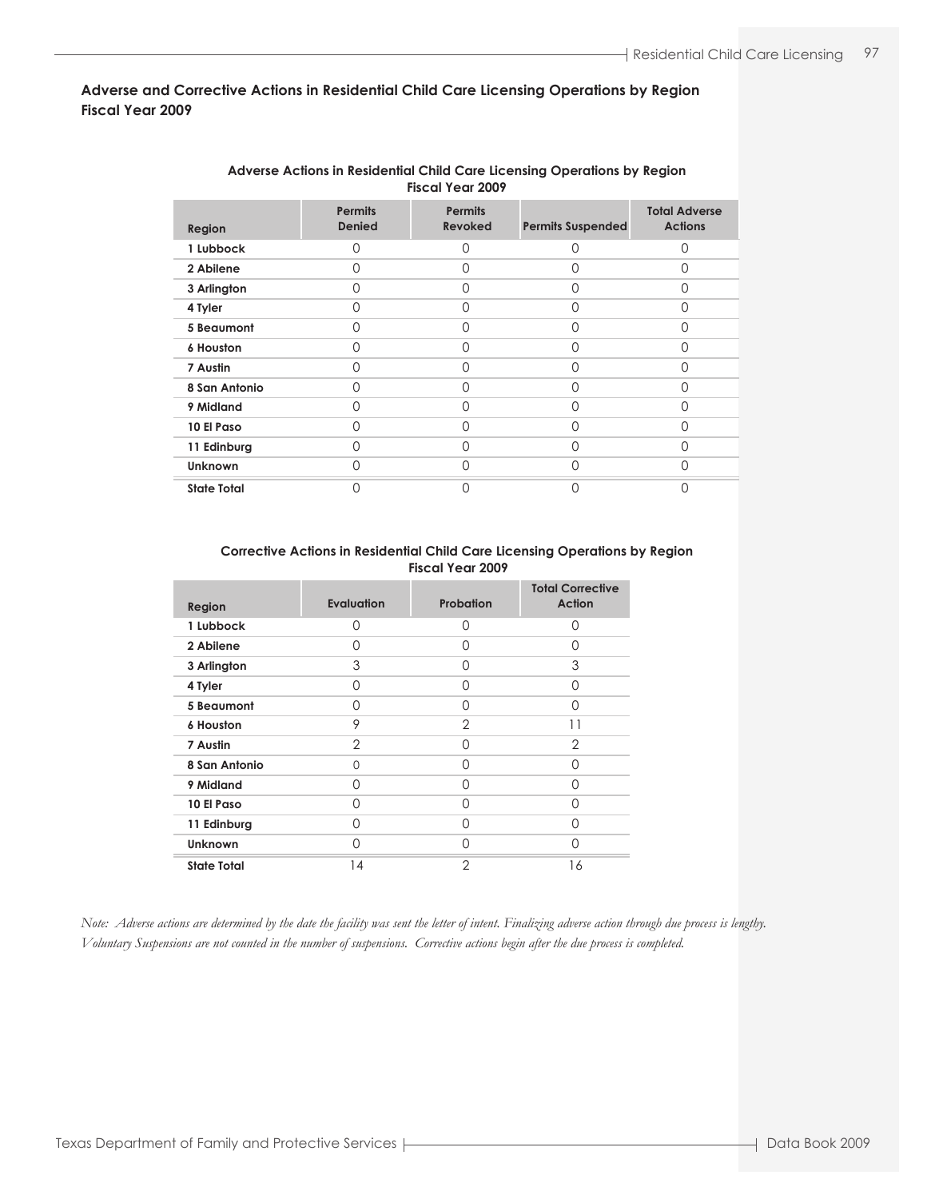## Adverse and Corrective Actions in Residential Child Care Licensing Operations by Region Fiscal Year 2009

**Adverse Actions in Residential Child Care Licensing Operations by Region Fiscal Year 2009**

| Region | Permits Denied | Permits Revoked | Permits Suspended | Total Adverse Actions |
|---|---|---|---|---|
| 1 Lubbock | 0 | 0 | 0 | 0 |
| 2 Abilene | 0 | 0 | 0 | 0 |
| 3 Arlington | 0 | 0 | 0 | 0 |
| 4 Tyler | 0 | 0 | 0 | 0 |
| 5 Beaumont | 0 | 0 | 0 | 0 |
| 6 Houston | 0 | 0 | 0 | 0 |
| 7 Austin | 0 | 0 | 0 | 0 |
| 8 San Antonio | 0 | 0 | 0 | 0 |
| 9 Midland | 0 | 0 | 0 | 0 |
| 10 El Paso | 0 | 0 | 0 | 0 |
| 11 Edinburg | 0 | 0 | 0 | 0 |
| Unknown | 0 | 0 | 0 | 0 |
| State Total | 0 | 0 | 0 | 0 |

**Corrective Actions in Residential Child Care Licensing Operations by Region Fiscal Year 2009**

| Region | Evaluation | Probation | Total Corrective Action |
|---|---|---|---|
| 1 Lubbock | 0 | 0 | 0 |
| 2 Abilene | 0 | 0 | 0 |
| 3 Arlington | 3 | 0 | 3 |
| 4 Tyler | 0 | 0 | 0 |
| 5 Beaumont | 0 | 0 | 0 |
| 6 Houston | 9 | 2 | 11 |
| 7 Austin | 2 | 0 | 2 |
| 8 San Antonio | 0 | 0 | 0 |
| 9 Midland | 0 | 0 | 0 |
| 10 El Paso | 0 | 0 | 0 |
| 11 Edinburg | 0 | 0 | 0 |
| Unknown | 0 | 0 | 0 |
| State Total | 14 | 2 | 16 |

*Note: Adverse actions are determined by the date the facility was sent the letter of intent. Finalizing adverse action through due process is lengthy. Voluntary Suspensions are not counted in the number of suspensions. Corrective actions begin after the due process is completed.*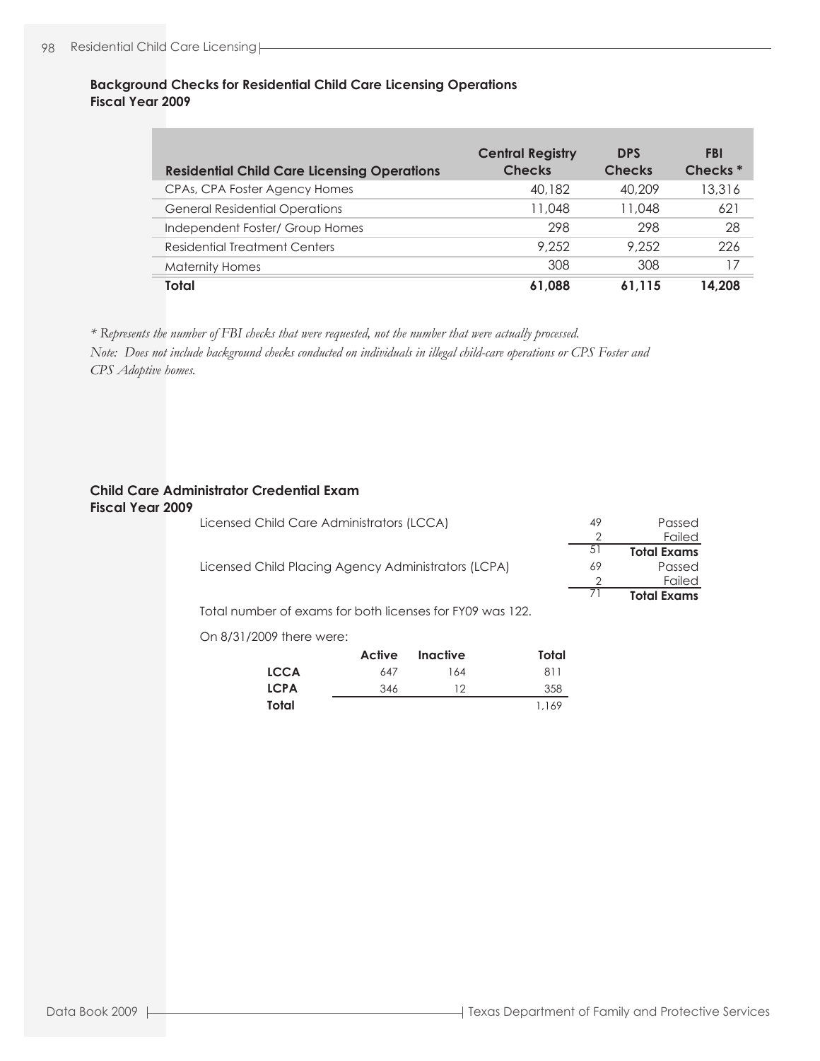## Background Checks for Residential Child Care Licensing Operations
**Fiscal Year 2009**

| Residential Child Care Licensing Operations | Central Registry Checks | DPS Checks | FBI Checks * |
|---|---|---|---|
| CPAs, CPA Foster Agency Homes | 40,182 | 40,209 | 13,316 |
| General Residential Operations | 11,048 | 11,048 | 621 |
| Independent Foster/ Group Homes | 298 | 298 | 28 |
| Residential Treatment Centers | 9,252 | 9,252 | 226 |
| Maternity Homes | 308 | 308 | 17 |
| **Total** | **61,088** | **61,115** | **14,208** |

*\* Represents the number of FBI checks that were requested, not the number that were actually processed.*

*Note: Does not include background checks conducted on individuals in illegal child-care operations or CPS Foster and CPS Adoptive homes.*

## Child Care Administrator Credential Exam
**Fiscal Year 2009**

| | | |
|---|---|---|
| Licensed Child Care Administrators (LCCA) | 49 | Passed |
| | 2 | Failed |
| | 51 | **Total Exams** |
| Licensed Child Placing Agency Administrators (LCPA) | 69 | Passed |
| | 2 | Failed |
| | 71 | **Total Exams** |

Total number of exams for both licenses for FY09 was 122.

On 8/31/2009 there were:

| | Active | Inactive | Total |
|---|---|---|---|
| **LCCA** | 647 | 164 | 811 |
| **LCPA** | 346 | 12 | 358 |
| **Total** | | | 1,169 |